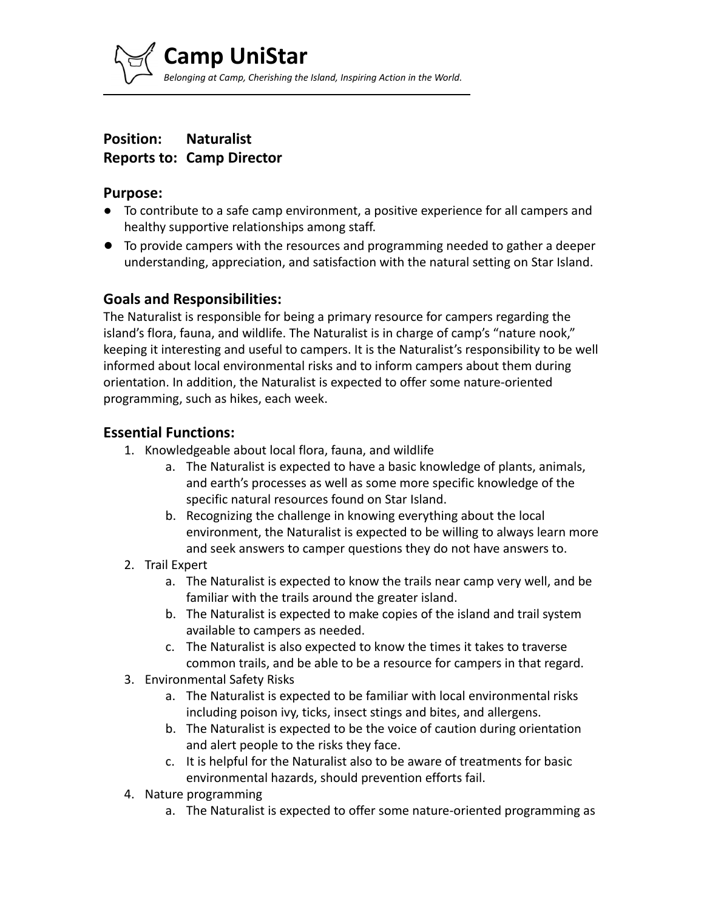# Camp UniStar

*Belonging at Camp, Cherishing the Island, Inspiring Action in the World.*

---

**Position: Naturalist**
**Reports to: Camp Director**

## Purpose:

- To contribute to a safe camp environment, a positive experience for all campers and healthy supportive relationships among staff.
- To provide campers with the resources and programming needed to gather a deeper understanding, appreciation, and satisfaction with the natural setting on Star Island.

## Goals and Responsibilities:

The Naturalist is responsible for being a primary resource for campers regarding the island's flora, fauna, and wildlife. The Naturalist is in charge of camp's "nature nook," keeping it interesting and useful to campers. It is the Naturalist's responsibility to be well informed about local environmental risks and to inform campers about them during orientation. In addition, the Naturalist is expected to offer some nature-oriented programming, such as hikes, each week.

## Essential Functions:

1. Knowledgeable about local flora, fauna, and wildlife
    a. The Naturalist is expected to have a basic knowledge of plants, animals, and earth's processes as well as some more specific knowledge of the specific natural resources found on Star Island.
    b. Recognizing the challenge in knowing everything about the local environment, the Naturalist is expected to be willing to always learn more and seek answers to camper questions they do not have answers to.
2. Trail Expert
    a. The Naturalist is expected to know the trails near camp very well, and be familiar with the trails around the greater island.
    b. The Naturalist is expected to make copies of the island and trail system available to campers as needed.
    c. The Naturalist is also expected to know the times it takes to traverse common trails, and be able to be a resource for campers in that regard.
3. Environmental Safety Risks
    a. The Naturalist is expected to be familiar with local environmental risks including poison ivy, ticks, insect stings and bites, and allergens.
    b. The Naturalist is expected to be the voice of caution during orientation and alert people to the risks they face.
    c. It is helpful for the Naturalist also to be aware of treatments for basic environmental hazards, should prevention efforts fail.
4. Nature programming
    a. The Naturalist is expected to offer some nature-oriented programming as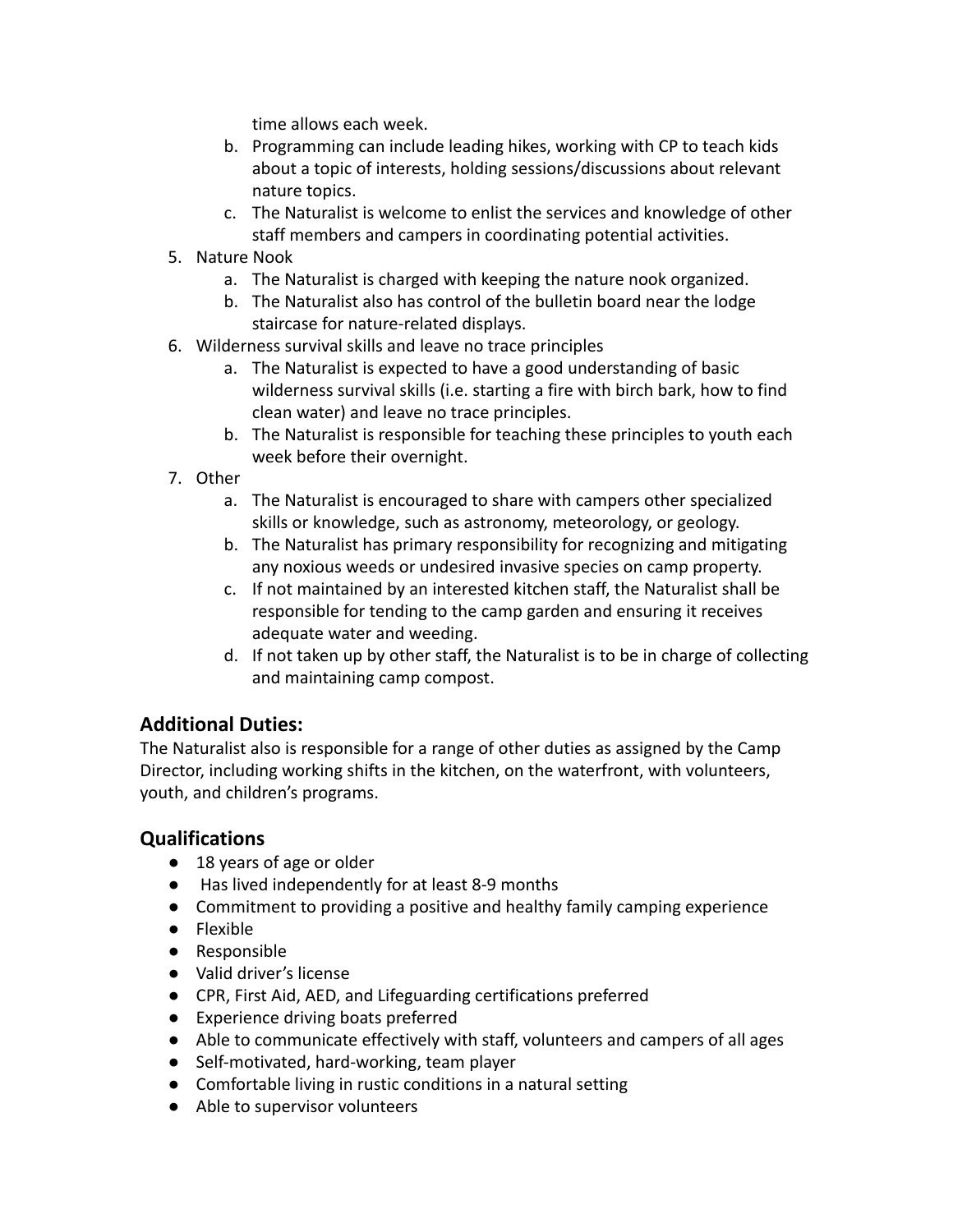time allows each week.

   b. Programming can include leading hikes, working with CP to teach kids about a topic of interests, holding sessions/discussions about relevant nature topics.
   c. The Naturalist is welcome to enlist the services and knowledge of other staff members and campers in coordinating potential activities.

5. Nature Nook
   a. The Naturalist is charged with keeping the nature nook organized.
   b. The Naturalist also has control of the bulletin board near the lodge staircase for nature-related displays.
6. Wilderness survival skills and leave no trace principles
   a. The Naturalist is expected to have a good understanding of basic wilderness survival skills (i.e. starting a fire with birch bark, how to find clean water) and leave no trace principles.
   b. The Naturalist is responsible for teaching these principles to youth each week before their overnight.
7. Other
   a. The Naturalist is encouraged to share with campers other specialized skills or knowledge, such as astronomy, meteorology, or geology.
   b. The Naturalist has primary responsibility for recognizing and mitigating any noxious weeds or undesired invasive species on camp property.
   c. If not maintained by an interested kitchen staff, the Naturalist shall be responsible for tending to the camp garden and ensuring it receives adequate water and weeding.
   d. If not taken up by other staff, the Naturalist is to be in charge of collecting and maintaining camp compost.

## Additional Duties:

The Naturalist also is responsible for a range of other duties as assigned by the Camp Director, including working shifts in the kitchen, on the waterfront, with volunteers, youth, and children's programs.

## Qualifications

- 18 years of age or older
- Has lived independently for at least 8-9 months
- Commitment to providing a positive and healthy family camping experience
- Flexible
- Responsible
- Valid driver's license
- CPR, First Aid, AED, and Lifeguarding certifications preferred
- Experience driving boats preferred
- Able to communicate effectively with staff, volunteers and campers of all ages
- Self-motivated, hard-working, team player
- Comfortable living in rustic conditions in a natural setting
- Able to supervisor volunteers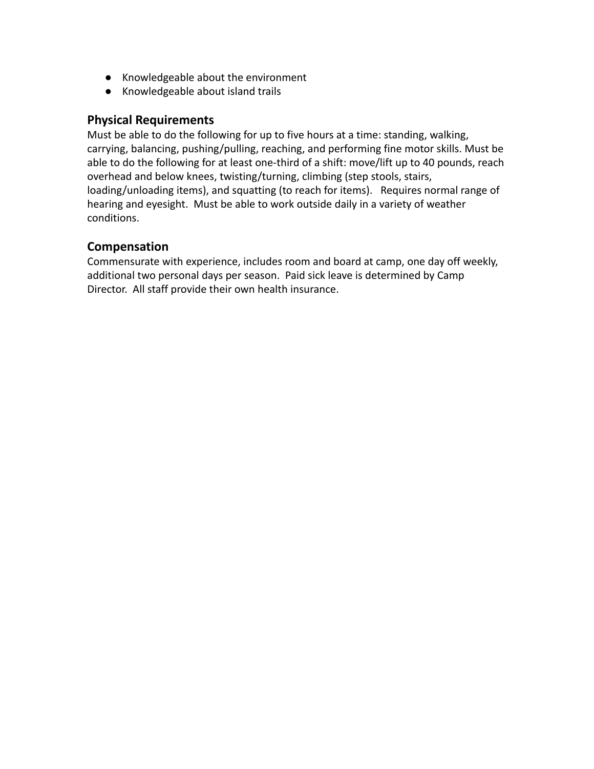- Knowledgeable about the environment
- Knowledgeable about island trails

## Physical Requirements

Must be able to do the following for up to five hours at a time: standing, walking, carrying, balancing, pushing/pulling, reaching, and performing fine motor skills. Must be able to do the following for at least one-third of a shift: move/lift up to 40 pounds, reach overhead and below knees, twisting/turning, climbing (step stools, stairs, loading/unloading items), and squatting (to reach for items). Requires normal range of hearing and eyesight. Must be able to work outside daily in a variety of weather conditions.

## Compensation

Commensurate with experience, includes room and board at camp, one day off weekly, additional two personal days per season. Paid sick leave is determined by Camp Director. All staff provide their own health insurance.